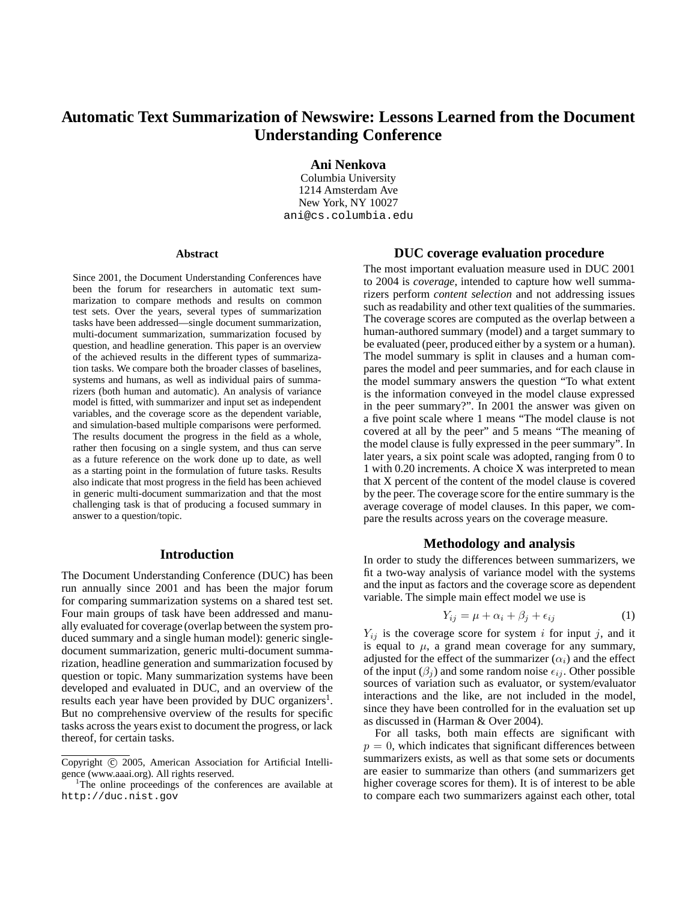# Automatic Text Summarization of Newswire: Lessons Learned from the Document Understanding Conference

**Ani Nenkova**
Columbia University
1214 Amsterdam Ave
New York, NY 10027
ani@cs.columbia.edu

## Abstract

Since 2001, the Document Understanding Conferences have been the forum for researchers in automatic text summarization to compare methods and results on common test sets. Over the years, several types of summarization tasks have been addressed—single document summarization, multi-document summarization, summarization focused by question, and headline generation. This paper is an overview of the achieved results in the different types of summarization tasks. We compare both the broader classes of baselines, systems and humans, as well as individual pairs of summarizers (both human and automatic). An analysis of variance model is fitted, with summarizer and input set as independent variables, and the coverage score as the dependent variable, and simulation-based multiple comparisons were performed. The results document the progress in the field as a whole, rather then focusing on a single system, and thus can serve as a future reference on the work done up to date, as well as a starting point in the formulation of future tasks. Results also indicate that most progress in the field has been achieved in generic multi-document summarization and that the most challenging task is that of producing a focused summary in answer to a question/topic.

## Introduction

The Document Understanding Conference (DUC) has been run annually since 2001 and has been the major forum for comparing summarization systems on a shared test set. Four main groups of task have been addressed and manually evaluated for coverage (overlap between the system produced summary and a single human model): generic single-document summarization, generic multi-document summarization, headline generation and summarization focused by question or topic. Many summarization systems have been developed and evaluated in DUC, and an overview of the results each year have been provided by DUC organizers[1]. But no comprehensive overview of the results for specific tasks across the years exist to document the progress, or lack thereof, for certain tasks.

Copyright © 2005, American Association for Artificial Intelligence (www.aaai.org). All rights reserved.

[1] The online proceedings of the conferences are available at http://duc.nist.gov

## DUC coverage evaluation procedure

The most important evaluation measure used in DUC 2001 to 2004 is *coverage*, intended to capture how well summarizers perform *content selection* and not addressing issues such as readability and other text qualities of the summaries. The coverage scores are computed as the overlap between a human-authored summary (model) and a target summary to be evaluated (peer, produced either by a system or a human). The model summary is split in clauses and a human compares the model and peer summaries, and for each clause in the model summary answers the question "To what extent is the information conveyed in the model clause expressed in the peer summary?". In 2001 the answer was given on a five point scale where 1 means "The model clause is not covered at all by the peer" and 5 means "The meaning of the model clause is fully expressed in the peer summary". In later years, a six point scale was adopted, ranging from 0 to 1 with 0.20 increments. A choice X was interpreted to mean that X percent of the content of the model clause is covered by the peer. The coverage score for the entire summary is the average coverage of model clauses. In this paper, we compare the results across years on the coverage measure.

## Methodology and analysis

In order to study the differences between summarizers, we fit a two-way analysis of variance model with the systems and the input as factors and the coverage score as dependent variable. The simple main effect model we use is

$$Y_{ij} = \mu + \alpha_i + \beta_j + \epsilon_{ij} \quad (1)$$

$Y_{ij}$ is the coverage score for system $i$ for input $j$, and it is equal to $\mu$, a grand mean coverage for any summary, adjusted for the effect of the summarizer ($\alpha_i$) and the effect of the input ($\beta_j$) and some random noise $\epsilon_{ij}$. Other possible sources of variation such as evaluator, or system/evaluator interactions and the like, are not included in the model, since they have been controlled for in the evaluation set up as discussed in (Harman & Over 2004).

For all tasks, both main effects are significant with $p = 0$, which indicates that significant differences between summarizers exists, as well as that some sets or documents are easier to summarize than others (and summarizers get higher coverage scores for them). It is of interest to be able to compare each two summarizers against each other, total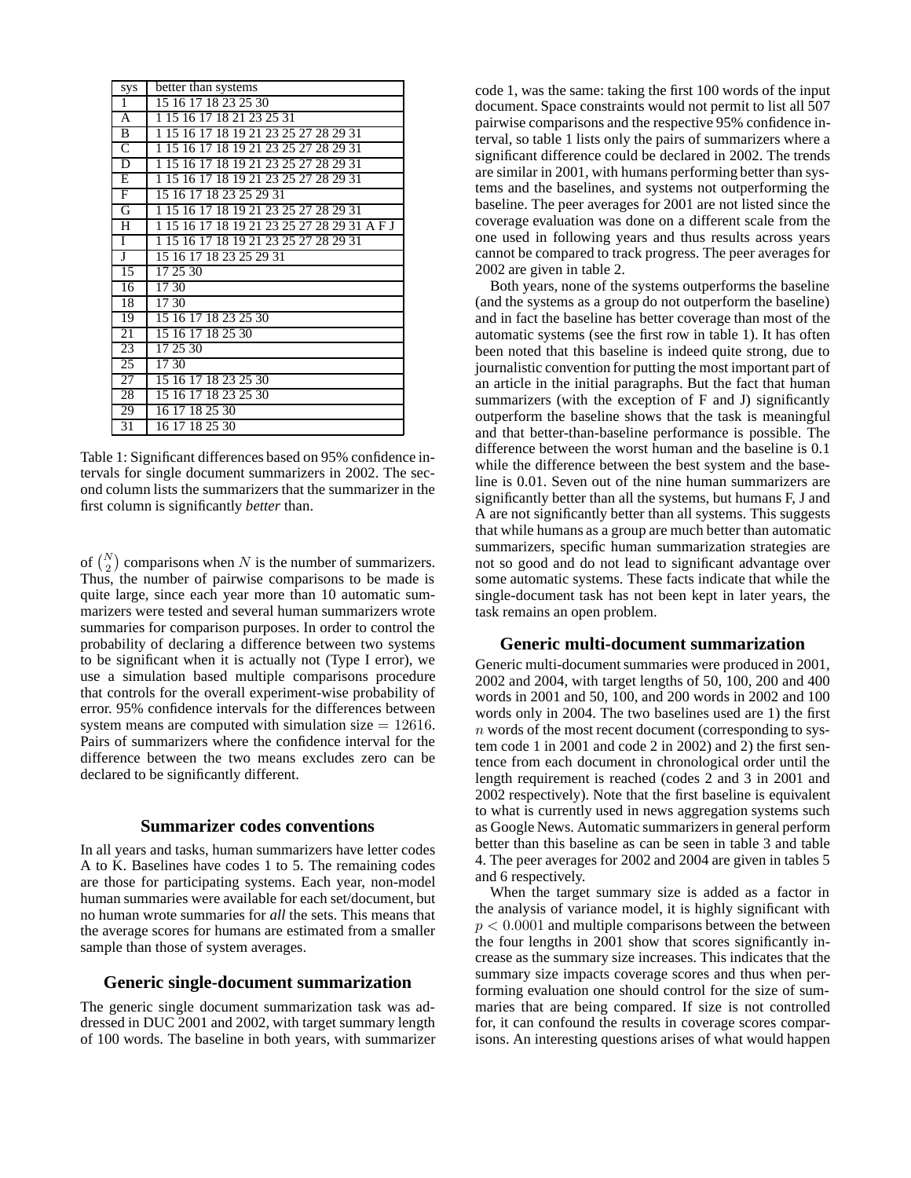| sys | better than systems |
| --- | --- |
| 1 | 15 16 17 18 23 25 30 |
| A | 1 15 16 17 18 21 23 25 31 |
| B | 1 15 16 17 18 19 21 23 25 27 28 29 31 |
| C | 1 15 16 17 18 19 21 23 25 27 28 29 31 |
| D | 1 15 16 17 18 19 21 23 25 27 28 29 31 |
| E | 1 15 16 17 18 19 21 23 25 27 28 29 31 |
| F | 15 16 17 18 23 25 29 31 |
| G | 1 15 16 17 18 19 21 23 25 27 28 29 31 |
| H | 1 15 16 17 18 19 21 23 25 27 28 29 31 A F J |
| I | 1 15 16 17 18 19 21 23 25 27 28 29 31 |
| J | 15 16 17 18 23 25 29 31 |
| 15 | 17 25 30 |
| 16 | 17 30 |
| 18 | 17 30 |
| 19 | 15 16 17 18 23 25 30 |
| 21 | 15 16 17 18 25 30 |
| 23 | 17 25 30 |
| 25 | 17 30 |
| 27 | 15 16 17 18 23 25 30 |
| 28 | 15 16 17 18 23 25 30 |
| 29 | 16 17 18 25 30 |
| 31 | 16 17 18 25 30 |

Table 1: Significant differences based on 95% confidence intervals for single document summarizers in 2002. The second column lists the summarizers that the summarizer in the first column is significantly *better* than.

of $\binom{N}{2}$ comparisons when $N$ is the number of summarizers. Thus, the number of pairwise comparisons to be made is quite large, since each year more than 10 automatic summarizers were tested and several human summarizers wrote summaries for comparison purposes. In order to control the probability of declaring a difference between two systems to be significant when it is actually not (Type I error), we use a simulation based multiple comparisons procedure that controls for the overall experiment-wise probability of error. 95% confidence intervals for the differences between system means are computed with simulation size $= 12616$. Pairs of summarizers where the confidence interval for the difference between the two means excludes zero can be declared to be significantly different.

## Summarizer codes conventions

In all years and tasks, human summarizers have letter codes A to K. Baselines have codes 1 to 5. The remaining codes are those for participating systems. Each year, non-model human summaries were available for each set/document, but no human wrote summaries for *all* the sets. This means that the average scores for humans are estimated from a smaller sample than those of system averages.

## Generic single-document summarization

The generic single document summarization task was addressed in DUC 2001 and 2002, with target summary length of 100 words. The baseline in both years, with summarizer code 1, was the same: taking the first 100 words of the input document. Space constraints would not permit to list all 507 pairwise comparisons and the respective 95% confidence interval, so table 1 lists only the pairs of summarizers where a significant difference could be declared in 2002. The trends are similar in 2001, with humans performing better than systems and the baselines, and systems not outperforming the baseline. The peer averages for 2001 are not listed since the coverage evaluation was done on a different scale from the one used in following years and thus results across years cannot be compared to track progress. The peer averages for 2002 are given in table 2.

Both years, none of the systems outperforms the baseline (and the systems as a group do not outperform the baseline) and in fact the baseline has better coverage than most of the automatic systems (see the first row in table 1). It has often been noted that this baseline is indeed quite strong, due to journalistic convention for putting the most important part of an article in the initial paragraphs. But the fact that human summarizers (with the exception of F and J) significantly outperform the baseline shows that the task is meaningful and that better-than-baseline performance is possible. The difference between the worst human and the baseline is 0.1 while the difference between the best system and the baseline is 0.01. Seven out of the nine human summarizers are significantly better than all the systems, but humans F, J and A are not significantly better than all systems. This suggests that while humans as a group are much better than automatic summarizers, specific human summarization strategies are not so good and do not lead to significant advantage over some automatic systems. These facts indicate that while the single-document task has not been kept in later years, the task remains an open problem.

## Generic multi-document summarization

Generic multi-document summaries were produced in 2001, 2002 and 2004, with target lengths of 50, 100, 200 and 400 words in 2001 and 50, 100, and 200 words in 2002 and 100 words only in 2004. The two baselines used are 1) the first $n$ words of the most recent document (corresponding to system code 1 in 2001 and code 2 in 2002) and 2) the first sentence from each document in chronological order until the length requirement is reached (codes 2 and 3 in 2001 and 2002 respectively). Note that the first baseline is equivalent to what is currently used in news aggregation systems such as Google News. Automatic summarizers in general perform better than this baseline as can be seen in table 3 and table 4. The peer averages for 2002 and 2004 are given in tables 5 and 6 respectively.

When the target summary size is added as a factor in the analysis of variance model, it is highly significant with $p < 0.0001$ and multiple comparisons between the between the four lengths in 2001 show that scores significantly increase as the summary size increases. This indicates that the summary size impacts coverage scores and thus when performing evaluation one should control for the size of summaries that are being compared. If size is not controlled for, it can confound the results in coverage scores comparisons. An interesting questions arises of what would happen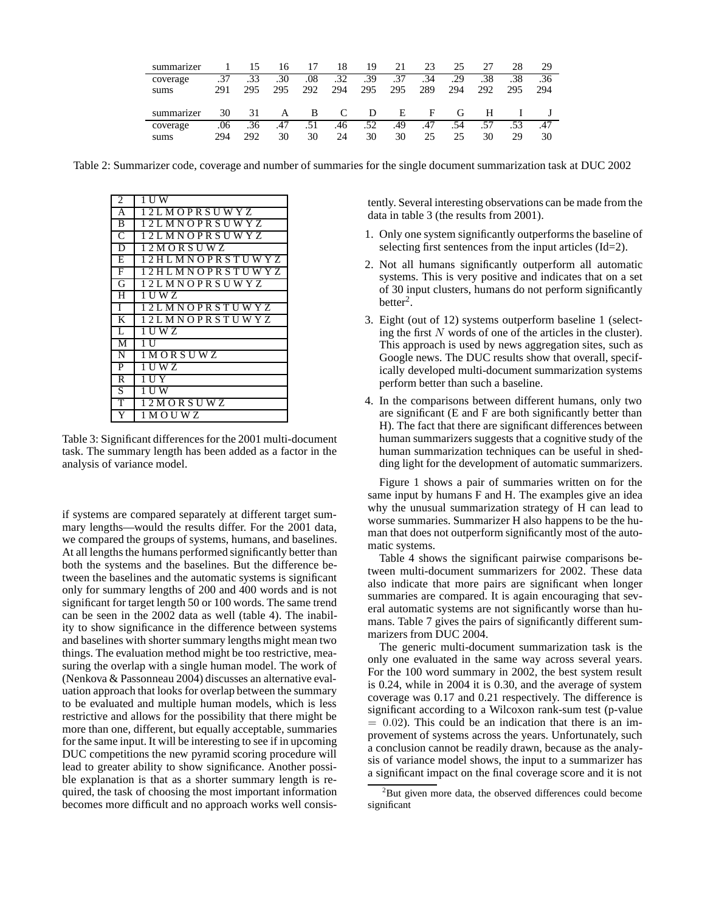| summarizer | 1 | 15 | 16 | 17 | 18 | 19 | 21 | 23 | 25 | 27 | 28 | 29 |
|---|---|---|---|---|---|---|---|---|---|---|---|---|
| coverage | .37 | .33 | .30 | .08 | .32 | .39 | .37 | .34 | .29 | .38 | .38 | .36 |
| sums | 291 | 295 | 295 | 292 | 294 | 295 | 295 | 289 | 294 | 292 | 295 | 294 |

| summarizer | 30 | 31 | A | B | C | D | E | F | G | H | I | J |
|---|---|---|---|---|---|---|---|---|---|---|---|---|
| coverage | .06 | .36 | .47 | .51 | .46 | .52 | .49 | .47 | .54 | .57 | .53 | .47 |
| sums | 294 | 292 | 30 | 30 | 24 | 30 | 30 | 25 | 25 | 30 | 29 | 30 |

Table 2: Summarizer code, coverage and number of summaries for the single document summarization task at DUC 2002

| | |
|---|---|
| 2 | 1 U W |
| A | 1 2 L M O P R S U W Y Z |
| B | 1 2 L M N O P R S U W Y Z |
| C | 1 2 L M N O P R S U W Y Z |
| D | 1 2 M O R S U W Z |
| E | 1 2 H L M N O P R S T U W Y Z |
| F | 1 2 H L M N O P R S T U W Y Z |
| G | 1 2 L M N O P R S U W Y Z |
| H | 1 U W Z |
| I | 1 2 L M N O P R S T U W Y Z |
| K | 1 2 L M N O P R S T U W Y Z |
| L | 1 U W Z |
| M | 1 U |
| N | 1 M O R S U W Z |
| P | 1 U W Z |
| R | 1 U Y |
| S | 1 U W |
| T | 1 2 M O R S U W Z |
| Y | 1 M O U W Z |

Table 3: Significant differences for the 2001 multi-document task. The summary length has been added as a factor in the analysis of variance model.

if systems are compared separately at different target summary lengths—would the results differ. For the 2001 data, we compared the groups of systems, humans, and baselines. At all lengths the humans performed significantly better than both the systems and the baselines. But the difference between the baselines and the automatic systems is significant only for summary lengths of 200 and 400 words and is not significant for target length 50 or 100 words. The same trend can be seen in the 2002 data as well (table 4). The inability to show significance in the difference between systems and baselines with shorter summary lengths might mean two things. The evaluation method might be too restrictive, measuring the overlap with a single human model. The work of (Nenkova & Passonneau 2004) discusses an alternative evaluation approach that looks for overlap between the summary to be evaluated and multiple human models, which is less restrictive and allows for the possibility that there might be more than one, different, but equally acceptable, summaries for the same input. It will be interesting to see if in upcoming DUC competitions the new pyramid scoring procedure will lead to greater ability to show significance. Another possible explanation is that as a shorter summary length is required, the task of choosing the most important information becomes more difficult and no approach works well consistently. Several interesting observations can be made from the data in table 3 (the results from 2001).

1. Only one system significantly outperforms the baseline of selecting first sentences from the input articles (Id=2).
2. Not all humans significantly outperform all automatic systems. This is very positive and indicates that on a set of 30 input clusters, humans do not perform significantly better[2].
3. Eight (out of 12) systems outperform baseline 1 (selecting the first $N$ words of one of the articles in the cluster). This approach is used by news aggregation sites, such as Google news. The DUC results show that overall, specifically developed multi-document summarization systems perform better than such a baseline.
4. In the comparisons between different humans, only two are significant (E and F are both significantly better than H). The fact that there are significant differences between human summarizers suggests that a cognitive study of the human summarization techniques can be useful in shedding light for the development of automatic summarizers.

Figure 1 shows a pair of summaries written on for the same input by humans F and H. The examples give an idea why the unusual summarization strategy of H can lead to worse summaries. Summarizer H also happens to be the human that does not outperform significantly most of the automatic systems.

Table 4 shows the significant pairwise comparisons between multi-document summarizers for 2002. These data also indicate that more pairs are significant when longer summaries are compared. It is again encouraging that several automatic systems are not significantly worse than humans. Table 7 gives the pairs of significantly different summarizers from DUC 2004.

The generic multi-document summarization task is the only one evaluated in the same way across several years. For the 100 word summary in 2002, the best system result is 0.24, while in 2004 it is 0.30, and the average of system coverage was 0.17 and 0.21 respectively. The difference is significant according to a Wilcoxon rank-sum test (p-value $= 0.02$). This could be an indication that there is an improvement of systems across the years. Unfortunately, such a conclusion cannot be readily drawn, because as the analysis of variance model shows, the input to a summarizer has a significant impact on the final coverage score and it is not

[2] But given more data, the observed differences could become significant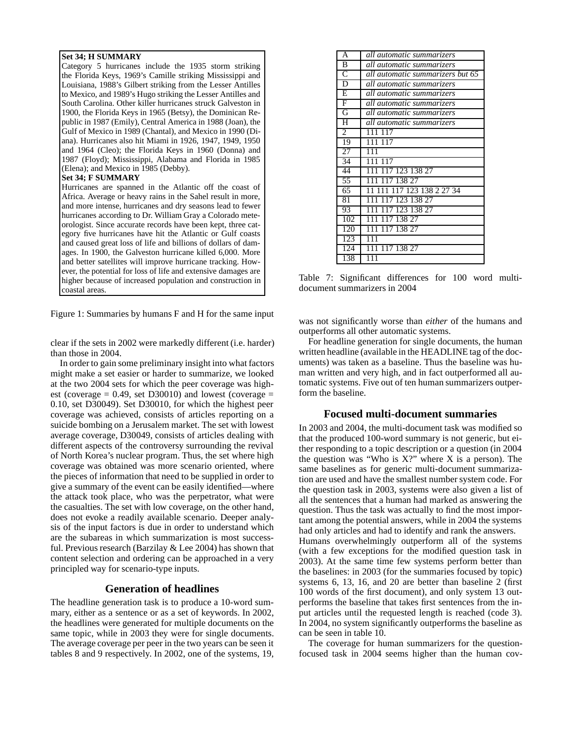**Set 34; H SUMMARY**

Category 5 hurricanes include the 1935 storm striking the Florida Keys, 1969's Camille striking Mississippi and Louisiana, 1988's Gilbert striking from the Lesser Antilles to Mexico, and 1989's Hugo striking the Lesser Antilles and South Carolina. Other killer hurricanes struck Galveston in 1900, the Florida Keys in 1965 (Betsy), the Dominican Republic in 1987 (Emily), Central America in 1988 (Joan), the Gulf of Mexico in 1989 (Chantal), and Mexico in 1990 (Diana). Hurricanes also hit Miami in 1926, 1947, 1949, 1950 and 1964 (Cleo); the Florida Keys in 1960 (Donna) and 1987 (Floyd); Mississippi, Alabama and Florida in 1985 (Elena); and Mexico in 1985 (Debby).

**Set 34; F SUMMARY**

Hurricanes are spanned in the Atlantic off the coast of Africa. Average or heavy rains in the Sahel result in more, and more intense, hurricanes and dry seasons lead to fewer hurricanes according to Dr. William Gray a Colorado meteorologist. Since accurate records have been kept, three category five hurricanes have hit the Atlantic or Gulf coasts and caused great loss of life and billions of dollars of damages. In 1900, the Galveston hurricane killed 6,000. More and better satellites will improve hurricane tracking. However, the potential for loss of life and extensive damages are higher because of increased population and construction in coastal areas.

Figure 1: Summaries by humans F and H for the same input

clear if the sets in 2002 were markedly different (i.e. harder) than those in 2004.

In order to gain some preliminary insight into what factors might make a set easier or harder to summarize, we looked at the two 2004 sets for which the peer coverage was highest (coverage = 0.49, set D30010) and lowest (coverage = 0.10, set D30049). Set D30010, for which the highest peer coverage was achieved, consists of articles reporting on a suicide bombing on a Jerusalem market. The set with lowest average coverage, D30049, consists of articles dealing with different aspects of the controversy surrounding the revival of North Korea's nuclear program. Thus, the set where high coverage was obtained was more scenario oriented, where the pieces of information that need to be supplied in order to give a summary of the event can be easily identified—where the attack took place, who was the perpetrator, what were the casualties. The set with low coverage, on the other hand, does not evoke a readily available scenario. Deeper analysis of the input factors is due in order to understand which are the subareas in which summarization is most successful. Previous research (Barzilay & Lee 2004) has shown that content selection and ordering can be approached in a very principled way for scenario-type inputs.

## Generation of headlines

The headline generation task is to produce a 10-word summary, either as a sentence or as a set of keywords. In 2002, the headlines were generated for multiple documents on the same topic, while in 2003 they were for single documents. The average coverage per peer in the two years can be seen it tables 8 and 9 respectively. In 2002, one of the systems, 19,

| | |
|---|---|
| A | *all automatic summarizers* |
| B | *all automatic summarizers* |
| C | *all automatic summarizers but 65* |
| D | *all automatic summarizers* |
| E | *all automatic summarizers* |
| F | *all automatic summarizers* |
| G | *all automatic summarizers* |
| H | *all automatic summarizers* |
| 2 | 111 117 |
| 19 | 111 117 |
| 27 | 111 |
| 34 | 111 117 |
| 44 | 111 117 123 138 27 |
| 55 | 111 117 138 27 |
| 65 | 11 111 117 123 138 2 27 34 |
| 81 | 111 117 123 138 27 |
| 93 | 111 117 123 138 27 |
| 102 | 111 117 138 27 |
| 120 | 111 117 138 27 |
| 123 | 111 |
| 124 | 111 117 138 27 |
| 138 | 111 |

Table 7: Significant differences for 100 word multi-document summarizers in 2004

was not significantly worse than *either* of the humans and outperforms all other automatic systems.

For headline generation for single documents, the human written headline (available in the HEADLINE tag of the documents) was taken as a baseline. Thus the baseline was human written and very high, and in fact outperformed all automatic systems. Five out of ten human summarizers outperform the baseline.

## Focused multi-document summaries

In 2003 and 2004, the multi-document task was modified so that the produced 100-word summary is not generic, but either responding to a topic description or a question (in 2004 the question was "Who is X?" where X is a person). The same baselines as for generic multi-document summarization are used and have the smallest number system code. For the question task in 2003, systems were also given a list of all the sentences that a human had marked as answering the question. Thus the task was actually to find the most important among the potential answers, while in 2004 the systems had only articles and had to identify and rank the answers.

Humans overwhelmingly outperform all of the systems (with a few exceptions for the modified question task in 2003). At the same time few systems perform better than the baselines: in 2003 (for the summaries focused by topic) systems 6, 13, 16, and 20 are better than baseline 2 (first 100 words of the first document), and only system 13 outperforms the baseline that takes first sentences from the input articles until the requested length is reached (code 3). In 2004, no system significantly outperforms the baseline as can be seen in table 10.

The coverage for human summarizers for the question-focused task in 2004 seems higher than the human cov-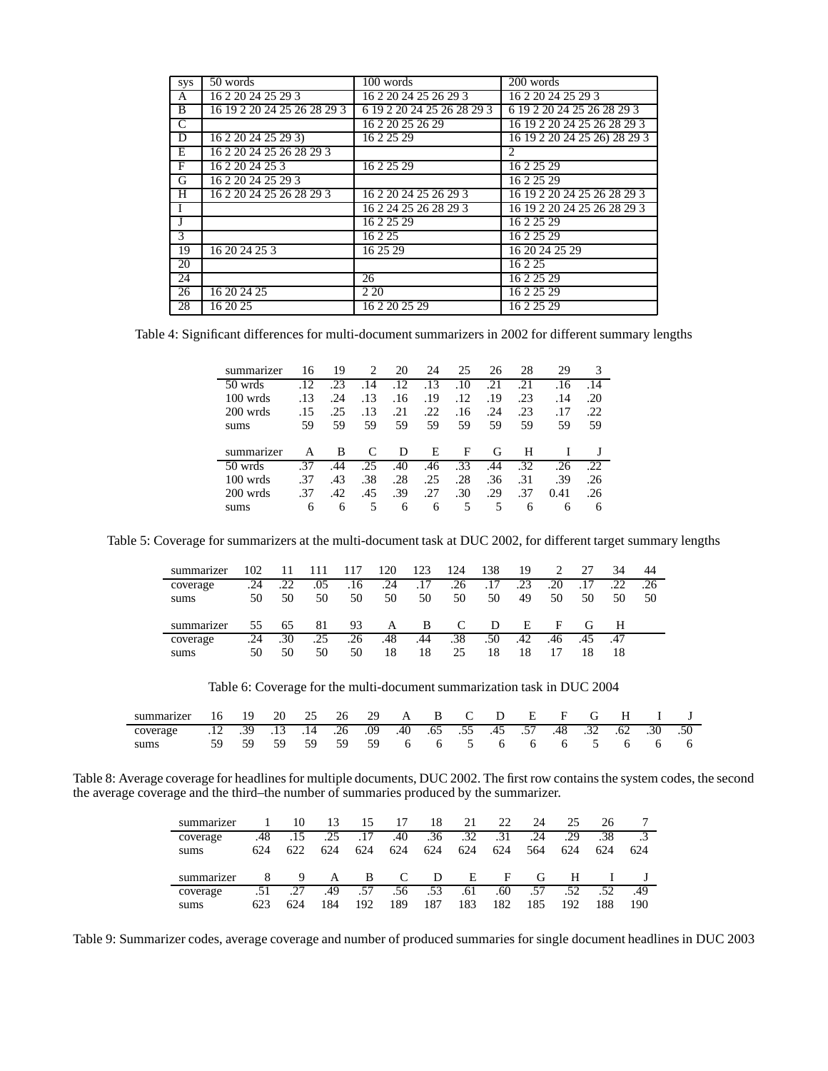| sys | 50 words | 100 words | 200 words |
|---|---|---|---|
| A | 16 2 20 24 25 29 3 | 16 2 20 24 25 26 29 3 | 16 2 20 24 25 29 3 |
| B | 16 19 2 20 24 25 26 28 29 3 | 6 19 2 20 24 25 26 28 29 3 | 6 19 2 20 24 25 26 28 29 3 |
| C | | 16 2 20 25 26 29 | 16 19 2 20 24 25 26 28 29 3 |
| D | 16 2 20 24 25 29 3) | 16 2 25 29 | 16 19 2 20 24 25 26) 28 29 3 |
| E | 16 2 20 24 25 26 28 29 3 | | 2 |
| F | 16 2 20 24 25 3 | 16 2 25 29 | 16 2 25 29 |
| G | 16 2 20 24 25 29 3 | | 16 2 25 29 |
| H | 16 2 20 24 25 26 28 29 3 | 16 2 20 24 25 26 29 3 | 16 19 2 20 24 25 26 28 29 3 |
| I | | 16 2 24 25 26 28 29 3 | 16 19 2 20 24 25 26 28 29 3 |
| J | | 16 2 25 29 | 16 2 25 29 |
| 3 | | 16 2 25 | 16 2 25 29 |
| 19 | 16 20 24 25 3 | 16 25 29 | 16 20 24 25 29 |
| 20 | | | 16 2 25 |
| 24 | | 26 | 16 2 25 29 |
| 26 | 16 20 24 25 | 2 20 | 16 2 25 29 |
| 28 | 16 20 25 | 16 2 20 25 29 | 16 2 25 29 |

Table 4: Significant differences for multi-document summarizers in 2002 for different summary lengths

| summarizer | 16 | 19 | 2 | 20 | 24 | 25 | 26 | 28 | 29 | 3 |
|---|---|---|---|---|---|---|---|---|---|---|
| 50 wrds | .12 | .23 | .14 | .12 | .13 | .10 | .21 | .21 | .16 | .14 |
| 100 wrds | .13 | .24 | .13 | .16 | .19 | .12 | .19 | .23 | .14 | .20 |
| 200 wrds | .15 | .25 | .13 | .21 | .22 | .16 | .24 | .23 | .17 | .22 |
| sums | 59 | 59 | 59 | 59 | 59 | 59 | 59 | 59 | 59 | 59 |
| **summarizer** | **A** | **B** | **C** | **D** | **E** | **F** | **G** | **H** | **I** | **J** |
| 50 wrds | .37 | .44 | .25 | .40 | .46 | .33 | .44 | .32 | .26 | .22 |
| 100 wrds | .37 | .43 | .38 | .28 | .25 | .28 | .36 | .31 | .39 | .26 |
| 200 wrds | .37 | .42 | .45 | .39 | .27 | .30 | .29 | .37 | 0.41 | .26 |
| sums | 6 | 6 | 5 | 6 | 6 | 5 | 5 | 6 | 6 | 6 |

Table 5: Coverage for summarizers at the multi-document task at DUC 2002, for different target summary lengths

| summarizer | 102 | 11 | 111 | 117 | 120 | 123 | 124 | 138 | 19 | 2 | 27 | 34 | 44 |
|---|---|---|---|---|---|---|---|---|---|---|---|---|---|
| coverage | .24 | .22 | .05 | .16 | .24 | .17 | .26 | .17 | .23 | .20 | .17 | .22 | .26 |
| sums | 50 | 50 | 50 | 50 | 50 | 50 | 50 | 50 | 49 | 50 | 50 | 50 | 50 |
| **summarizer** | **55** | **65** | **81** | **93** | **A** | **B** | **C** | **D** | **E** | **F** | **G** | **H** | |
| coverage | .24 | .30 | .25 | .26 | .48 | .44 | .38 | .50 | .42 | .46 | .45 | .47 | |
| sums | 50 | 50 | 50 | 50 | 18 | 18 | 25 | 18 | 18 | 17 | 18 | 18 | |

Table 6: Coverage for the multi-document summarization task in DUC 2004

| summarizer | 16 | 19 | 20 | 25 | 26 | 29 | A | B | C | D | E | F | G | H | I | J |
|---|---|---|---|---|---|---|---|---|---|---|---|---|---|---|---|---|
| coverage | .12 | .39 | .13 | .14 | .26 | .09 | .40 | .65 | .55 | .45 | .57 | .48 | .32 | .62 | .30 | .50 |
| sums | 59 | 59 | 59 | 59 | 59 | 59 | 6 | 6 | 5 | 6 | 6 | 6 | 5 | 6 | 6 | 6 |

Table 8: Average coverage for headlines for multiple documents, DUC 2002. The first row contains the system codes, the second the average coverage and the third–the number of summaries produced by the summarizer.

| summarizer | 1 | 10 | 13 | 15 | 17 | 18 | 21 | 22 | 24 | 25 | 26 | 7 |
|---|---|---|---|---|---|---|---|---|---|---|---|---|
| coverage | .48 | .15 | .25 | .17 | .40 | .36 | .32 | .31 | .24 | .29 | .38 | .3 |
| sums | 624 | 622 | 624 | 624 | 624 | 624 | 624 | 624 | 564 | 624 | 624 | 624 |
| **summarizer** | **8** | **9** | **A** | **B** | **C** | **D** | **E** | **F** | **G** | **H** | **I** | **J** |
| coverage | .51 | .27 | .49 | .57 | .56 | .53 | .61 | .60 | .57 | .52 | .52 | .49 |
| sums | 623 | 624 | 184 | 192 | 189 | 187 | 183 | 182 | 185 | 192 | 188 | 190 |

Table 9: Summarizer codes, average coverage and number of produced summaries for single document headlines in DUC 2003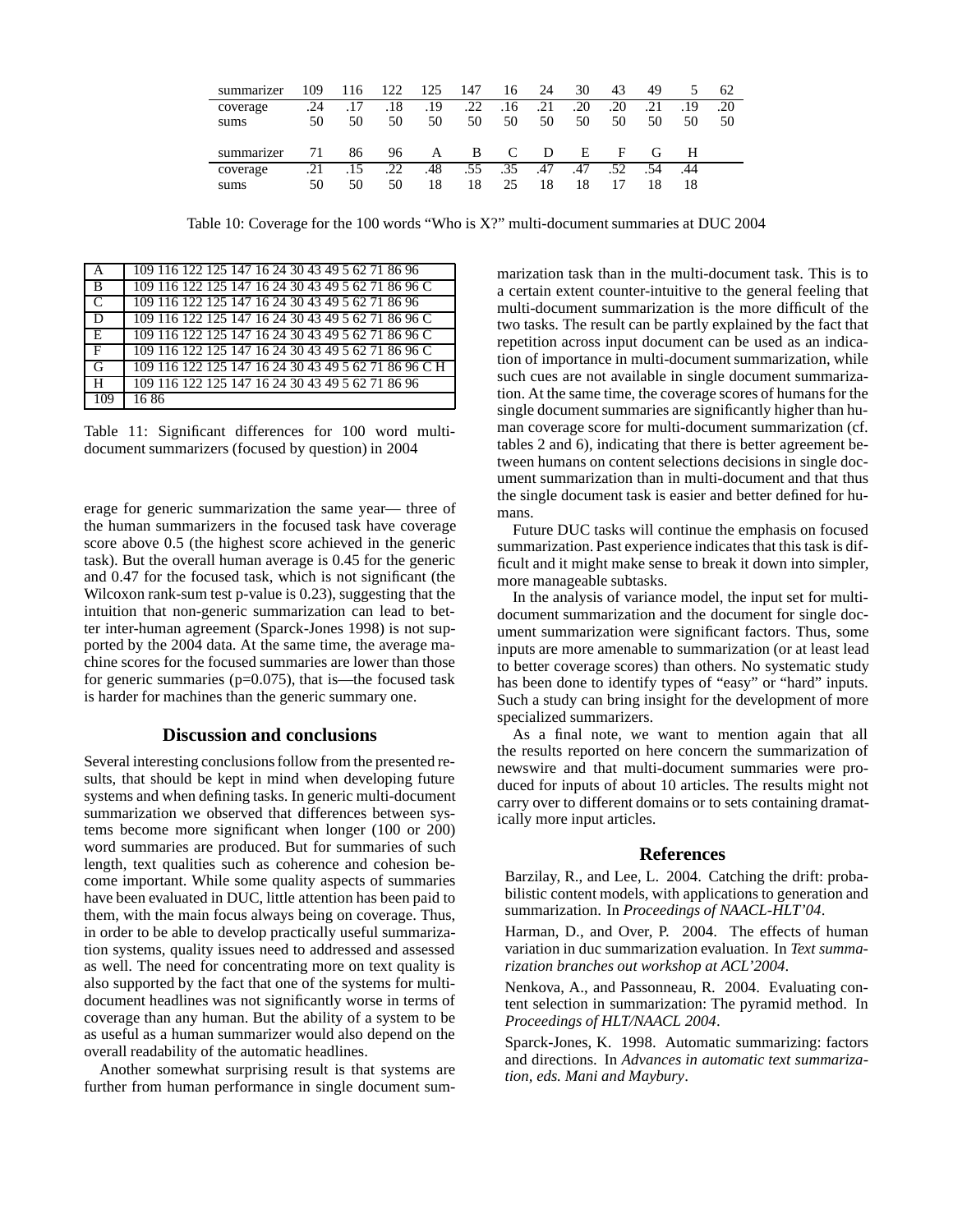| summarizer | 109 | 116 | 122 | 125 | 147 | 16 | 24 | 30 | 43 | 49 | 5 | 62 |
|---|---|---|---|---|---|---|---|---|---|---|---|---|
| coverage | .24 | .17 | .18 | .19 | .22 | .16 | .21 | .20 | .20 | .21 | .19 | .20 |
| sums | 50 | 50 | 50 | 50 | 50 | 50 | 50 | 50 | 50 | 50 | 50 | 50 |

| summarizer | 71 | 86 | 96 | A | B | C | D | E | F | G | H |
|---|---|---|---|---|---|---|---|---|---|---|---|
| coverage | .21 | .15 | .22 | .48 | .55 | .35 | .47 | .47 | .52 | .54 | .44 |
| sums | 50 | 50 | 50 | 18 | 18 | 25 | 18 | 18 | 17 | 18 | 18 |

Table 10: Coverage for the 100 words "Who is X?" multi-document summaries at DUC 2004

| | |
|---|---|
| A | 109 116 122 125 147 16 24 30 43 49 5 62 71 86 96 |
| B | 109 116 122 125 147 16 24 30 43 49 5 62 71 86 96 C |
| C | 109 116 122 125 147 16 24 30 43 49 5 62 71 86 96 |
| D | 109 116 122 125 147 16 24 30 43 49 5 62 71 86 96 C |
| E | 109 116 122 125 147 16 24 30 43 49 5 62 71 86 96 C |
| F | 109 116 122 125 147 16 24 30 43 49 5 62 71 86 96 C |
| G | 109 116 122 125 147 16 24 30 43 49 5 62 71 86 96 C H |
| H | 109 116 122 125 147 16 24 30 43 49 5 62 71 86 96 |
| 109 | 16 86 |

Table 11: Significant differences for 100 word multi-document summarizers (focused by question) in 2004

erage for generic summarization the same year— three of the human summarizers in the focused task have coverage score above 0.5 (the highest score achieved in the generic task). But the overall human average is 0.45 for the generic and 0.47 for the focused task, which is not significant (the Wilcoxon rank-sum test p-value is 0.23), suggesting that the intuition that non-generic summarization can lead to better inter-human agreement (Sparck-Jones 1998) is not supported by the 2004 data. At the same time, the average machine scores for the focused summaries are lower than those for generic summaries (p=0.075), that is—the focused task is harder for machines than the generic summary one.

## Discussion and conclusions

Several interesting conclusions follow from the presented results, that should be kept in mind when developing future systems and when defining tasks. In generic multi-document summarization we observed that differences between systems become more significant when longer (100 or 200) word summaries are produced. But for summaries of such length, text qualities such as coherence and cohesion become important. While some quality aspects of summaries have been evaluated in DUC, little attention has been paid to them, with the main focus always being on coverage. Thus, in order to be able to develop practically useful summarization systems, quality issues need to addressed and assessed as well. The need for concentrating more on text quality is also supported by the fact that one of the systems for multi-document headlines was not significantly worse in terms of coverage than any human. But the ability of a system to be as useful as a human summarizer would also depend on the overall readability of the automatic headlines.

Another somewhat surprising result is that systems are further from human performance in single document summarization task than in the multi-document task. This is to a certain extent counter-intuitive to the general feeling that multi-document summarization is the more difficult of the two tasks. The result can be partly explained by the fact that repetition across input document can be used as an indication of importance in multi-document summarization, while such cues are not available in single document summarization. At the same time, the coverage scores of humans for the single document summaries are significantly higher than human coverage score for multi-document summarization (cf. tables 2 and 6), indicating that there is better agreement between humans on content selections decisions in single document summarization than in multi-document and that thus the single document task is easier and better defined for humans.

Future DUC tasks will continue the emphasis on focused summarization. Past experience indicates that this task is difficult and it might make sense to break it down into simpler, more manageable subtasks.

In the analysis of variance model, the input set for multi-document summarization and the document for single document summarization were significant factors. Thus, some inputs are more amenable to summarization (or at least lead to better coverage scores) than others. No systematic study has been done to identify types of "easy" or "hard" inputs. Such a study can bring insight for the development of more specialized summarizers.

As a final note, we want to mention again that all the results reported on here concern the summarization of newswire and that multi-document summaries were produced for inputs of about 10 articles. The results might not carry over to different domains or to sets containing dramatically more input articles.

## References

Barzilay, R., and Lee, L. 2004. Catching the drift: probabilistic content models, with applications to generation and summarization. In *Proceedings of NAACL-HLT'04*.

Harman, D., and Over, P. 2004. The effects of human variation in duc summarization evaluation. In *Text summarization branches out workshop at ACL'2004*.

Nenkova, A., and Passonneau, R. 2004. Evaluating content selection in summarization: The pyramid method. In *Proceedings of HLT/NAACL 2004*.

Sparck-Jones, K. 1998. Automatic summarizing: factors and directions. In *Advances in automatic text summarization, eds. Mani and Maybury*.